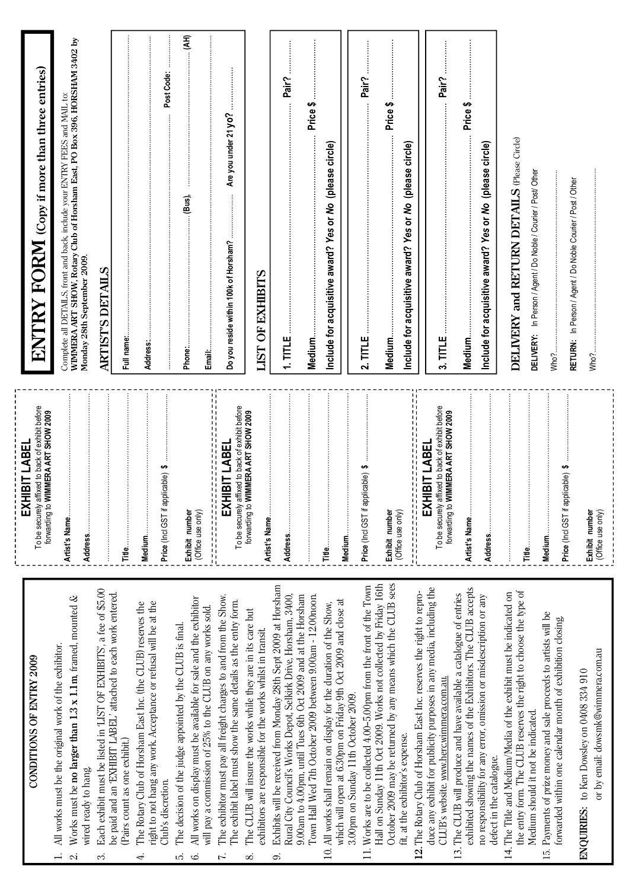## CONDITIONS OF ENTRY 2009

1. All works must be the original work of the exhibitor.
2. Works must be **no larger than 1.3 x 1.1m**, framed, mounted & wired ready to hang.
3. Each exhibit must be listed in 'LIST OF EXHIBITS', a fee of $5.00 be paid and an 'EXHIBIT LABEL' attached to each work entered. (Pairs count as one exhibit.)
4. The Rotary Club of Horsham East Inc. (the CLUB) reserves the right to not hang any work. Acceptance or refusal will be at the Club's discretion.
5. The decision of the judge appointed by the CLUB is final.
6. All works on display must be available for sale and the exhibitor will pay a commission of 25% to the CLUB on any works sold.
7. The exhibitor must pay all freight charges to and from the Show. The exhibit label must show the same details as the entry form.
8. The CLUB will insure the works while they are in its care but exhibitors are responsible for the works whilst in transit.
9. Exhibits will be received from Monday 28th Sept 2009 at Horsham Rural City Council's Works Depot, Selkirk Drive, Horsham, 3400, 9.00am to 4.00pm, until Tues 6th Oct 2009 and at the Horsham Town Hall Wed 7th October 2009 between 9.00am - 12.00noon.
10. All works shall remain on display for the duration of the Show, which will open at 6.30pm on Friday 9th Oct 2009 and close at 3.00pm on Sunday 11th October 2009.
11. Works are to be collected 4.00–5.00pm from the front of the Town Hall on Sunday 11th Oct 2009. Works not collected by Friday 16th October 2009 may be returned by any means which the CLUB sees fit, at the exhibitor's expense.
12. The Rotary Club of Horsham East Inc. reserves the right to reproduce any exhibit for publicity purposes in any media, including the CLUB's website. www.hercwimmera.com.au.
13. The CLUB will produce and have available a catalogue of entries exhibited showing the names of the Exhibitors. The CLUB accepts no responsibility for any error, omission or misdescription or any defect in the catalogue.
14. The Title and Medium/Media of the exhibit must be indicated on the entry form. The CLUB reserves the right to choose the type of Medium should it not be indicated.
15. Payments of prize money and sale proceeds to artists will be forwarded within one calendar month of exhibition closing.

**ENQUIRIES**: to Ken Dowsley on 0408 334 910
or by email: dowsmk@wimmera.com.au

---

### EXHIBIT LABEL

To be securely affixed to back of exhibit before forwarding to **WIMMERA ART SHOW 2009**

Artist's Name..........................................

Address..........................................

..........................................

Title..........................................

Medium..........................................

Price (Incl GST if applicable) $ ..........................................

Exhibit number
(Office use only)

---

### EXHIBIT LABEL

To be securely affixed to back of exhibit before forwarding to **WIMMERA ART SHOW 2009**

Artist's Name..........................................

Address..........................................

..........................................

Title..........................................

Medium..........................................

Price (Incl GST if applicable) $ ..........................................

Exhibit number
(Office use only)

---

### EXHIBIT LABEL

To be securely affixed to back of exhibit before forwarding to **WIMMERA ART SHOW 2009**

Artist's Name..........................................

Address..........................................

..........................................

Title..........................................

Medium..........................................

Price (Incl GST if applicable) $ ..........................................

Exhibit number
(Office use only)

---

# ENTRY FORM (Copy if more than three entries)

Complete all DETAILS, front and back, include your ENTRY FEES and MAIL to:
**WIMMERA ART SHOW, Rotary Club of Horsham East, PO Box 396, HORSHAM 3402 by Monday 28th September 2009.**

## ARTIST'S DETAILS

Full name: ..........................................

Address: ..........................................

.......................................... Post Code: ..........

Phone: .......................... (Bus), .......................... (AH)

Email: ..........................................

Do you reside within 100k of Horsham? .......... Are you under 21 yo? ..........

## LIST OF EXHIBITS

1. TITLE .......................................... Pair? ..........
Medium.......................... Price $ ..........
Include for acquisitive award? Yes or No (please circle)

2. TITLE .......................................... Pair? ..........
Medium.......................... Price $ ..........
Include for acquisitive award? Yes or No (please circle)

3. TITLE .......................................... Pair? ..........
Medium.......................... Price $ ..........
Include for acquisitive award? Yes or No (please circle)

## DELIVERY and RETURN DETAILS (Please Circle)

DELIVERY: In Person / Agent / Do Noble / Courier / Post/ Other

Who?..........................................

RETURN: In Person / Agent / Do Noble Courier / Post / Other

Who?..........................................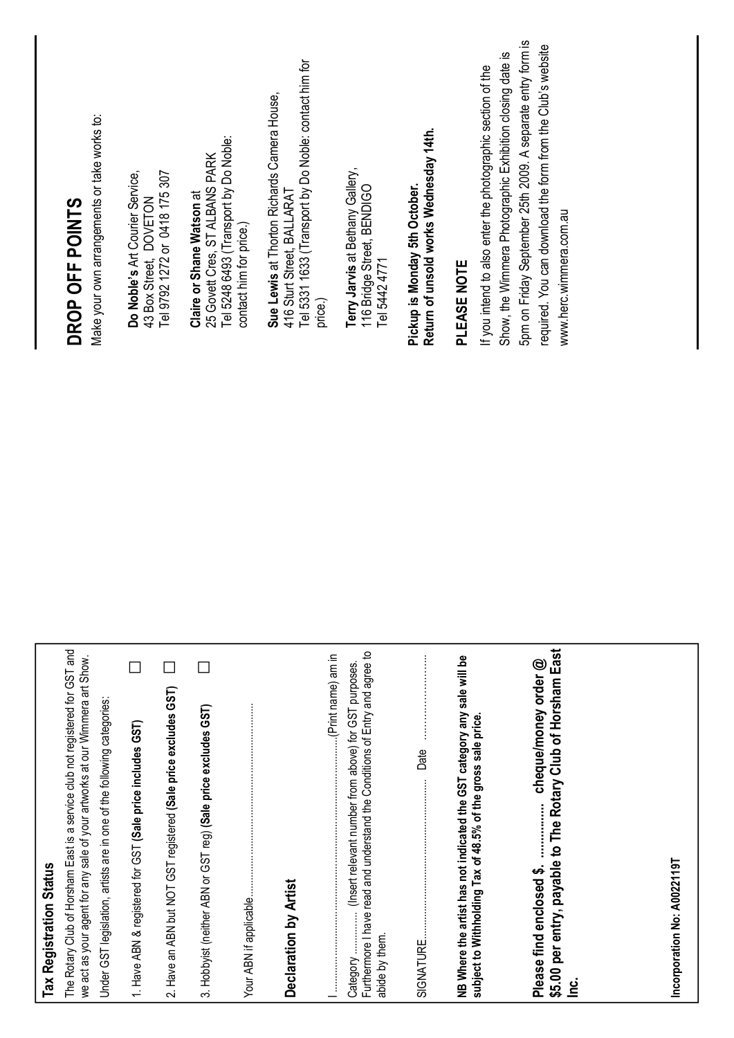## Tax Registration Status

The Rotary Club of Horsham East is a service club not registered for GST and we act as your agent for any sale of your artworks at our Wimmera art Show.

Under GST legislation, artists are in one of the following categories:

1. Have ABN & registered for GST **(Sale price includes GST)** ☐

2. Have an ABN but NOT GST registered **(Sale price excludes GST)** ☐

3. Hobbyist (neither ABN or GST reg) **(Sale price excludes GST)** ☐

Your ABN if applicable...................................................

## Declaration by Artist

I.............................................................................(Print name) am in Category ............ (Insert relevant number from above) for GST purposes. Furthermore I have read and understand the Conditions of Entry and agree to abide by them.

SIGNATURE.................................................. Date ........................

**NB Where the artist has not indicated the GST category any sale will be subject to Withholding Tax of 48.5% of the gross sale price.**

**Please find enclosed $. ............... cheque/money order @ $5.00 per entry, payable to The Rotary Club of Horsham East Inc.**

**Incorporation No: A0022119T**

## DROP OFF POINTS

Make your own arrangements or take works to:

**Do Noble's** Art Courier Service,
43 Box Street, DOVETON
Tel 9792 1272 or 0418 175 307

**Claire or Shane Watson** at
25 Govett Cres, ST ALBANS PARK
Tel 5248 6493 (Transport by Do Noble: contact him for price.)

**Sue Lewis** at Thorton Richards Camera House,
416 Sturt Street, BALLARAT
Tel 5331 1633 (Transport by Do Noble: contact him for price.)

**Terry Jarvis** at Bethany Gallery,
116 Bridge Street, BENDIGO
Tel 5442 4771

**Pickup is Monday 5th October.**
**Return of unsold works Wednesday 14th.**

### PLEASE NOTE

If you intend to also enter the photographic section of the Show, the Wimmera Photographic Exhibition closing date is 5pm on Friday September 25th 2009. A separate entry form is required. You can download the form from the Club's website www.herc.wimmera.com.au